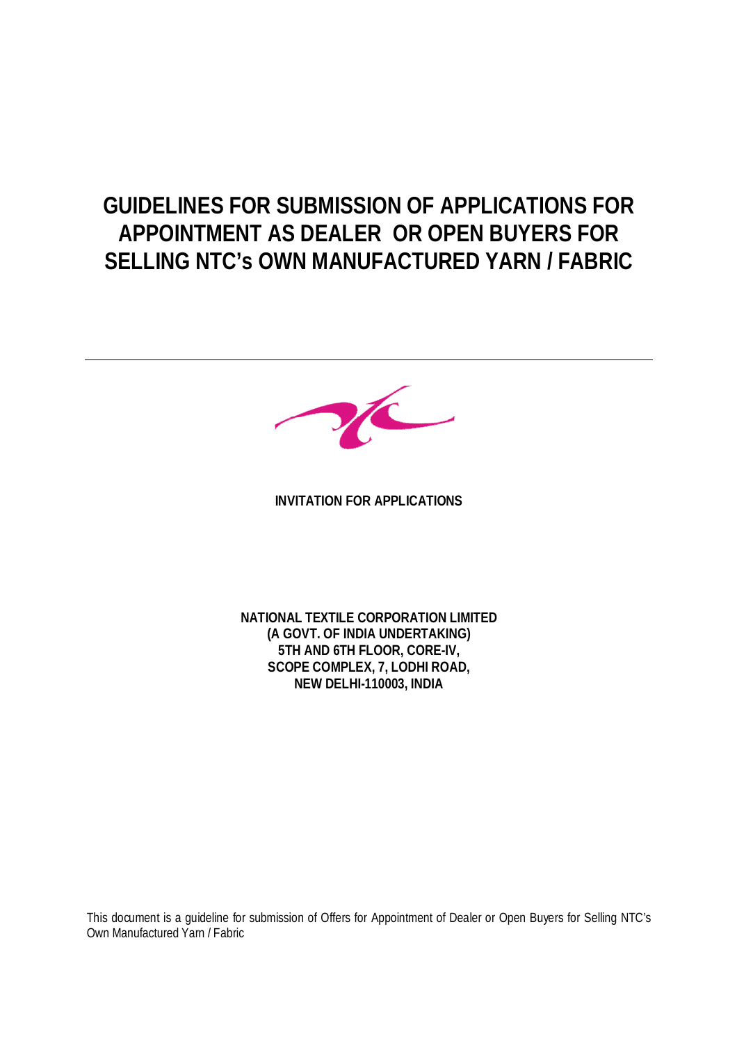# GUIDELINES FOR SUBMISSION OF APPLICATIONS FOR APPOINTMENT AS DEALER OR OPEN BUYERS FOR SELLING NTC's OWN MANUFACTURED YARN / FABRIC

---

**INVITATION FOR APPLICATIONS**

**NATIONAL TEXTILE CORPORATION LIMITED**
**(A GOVT. OF INDIA UNDERTAKING)**
**5TH AND 6TH FLOOR, CORE-IV,**
**SCOPE COMPLEX, 7, LODHI ROAD,**
**NEW DELHI-110003, INDIA**

This document is a guideline for submission of Offers for Appointment of Dealer or Open Buyers for Selling NTC's Own Manufactured Yarn / Fabric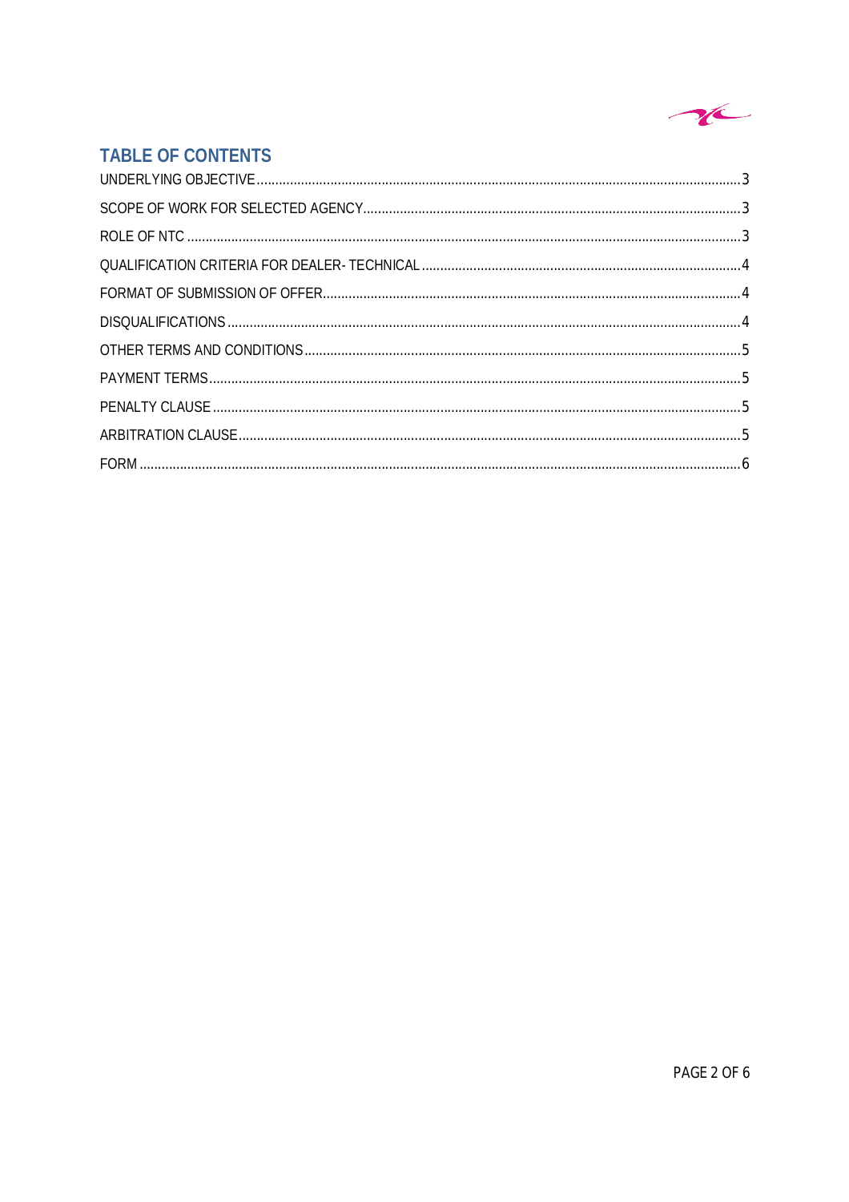## TABLE OF CONTENTS

UNDERLYING OBJECTIVE .......... 3

SCOPE OF WORK FOR SELECTED AGENCY .......... 3

ROLE OF NTC .......... 3

QUALIFICATION CRITERIA FOR DEALER- TECHNICAL .......... 4

FORMAT OF SUBMISSION OF OFFER .......... 4

DISQUALIFICATIONS .......... 4

OTHER TERMS AND CONDITIONS .......... 5

PAYMENT TERMS .......... 5

PENALTY CLAUSE .......... 5

ARBITRATION CLAUSE .......... 5

FORM .......... 6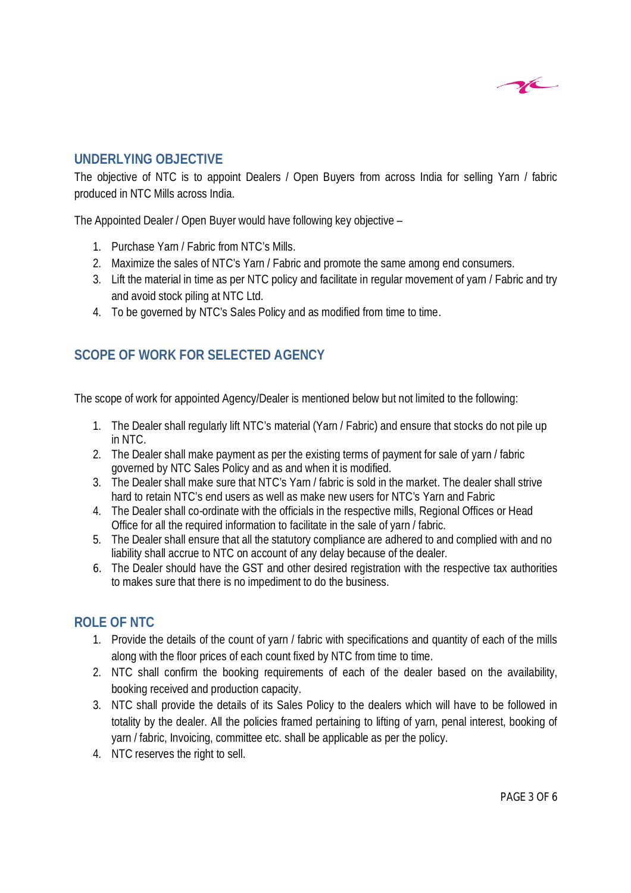## UNDERLYING OBJECTIVE

The objective of NTC is to appoint Dealers / Open Buyers from across India for selling Yarn / fabric produced in NTC Mills across India.

The Appointed Dealer / Open Buyer would have following key objective –

1. Purchase Yarn / Fabric from NTC's Mills.
2. Maximize the sales of NTC's Yarn / Fabric and promote the same among end consumers.
3. Lift the material in time as per NTC policy and facilitate in regular movement of yarn / Fabric and try and avoid stock piling at NTC Ltd.
4. To be governed by NTC's Sales Policy and as modified from time to time.

## SCOPE OF WORK FOR SELECTED AGENCY

The scope of work for appointed Agency/Dealer is mentioned below but not limited to the following:

1. The Dealer shall regularly lift NTC's material (Yarn / Fabric) and ensure that stocks do not pile up in NTC.
2. The Dealer shall make payment as per the existing terms of payment for sale of yarn / fabric governed by NTC Sales Policy and as and when it is modified.
3. The Dealer shall make sure that NTC's Yarn / fabric is sold in the market. The dealer shall strive hard to retain NTC's end users as well as make new users for NTC's Yarn and Fabric
4. The Dealer shall co-ordinate with the officials in the respective mills, Regional Offices or Head Office for all the required information to facilitate in the sale of yarn / fabric.
5. The Dealer shall ensure that all the statutory compliance are adhered to and complied with and no liability shall accrue to NTC on account of any delay because of the dealer.
6. The Dealer should have the GST and other desired registration with the respective tax authorities to makes sure that there is no impediment to do the business.

## ROLE OF NTC

1. Provide the details of the count of yarn / fabric with specifications and quantity of each of the mills along with the floor prices of each count fixed by NTC from time to time.
2. NTC shall confirm the booking requirements of each of the dealer based on the availability, booking received and production capacity.
3. NTC shall provide the details of its Sales Policy to the dealers which will have to be followed in totality by the dealer. All the policies framed pertaining to lifting of yarn, penal interest, booking of yarn / fabric, Invoicing, committee etc. shall be applicable as per the policy.
4. NTC reserves the right to sell.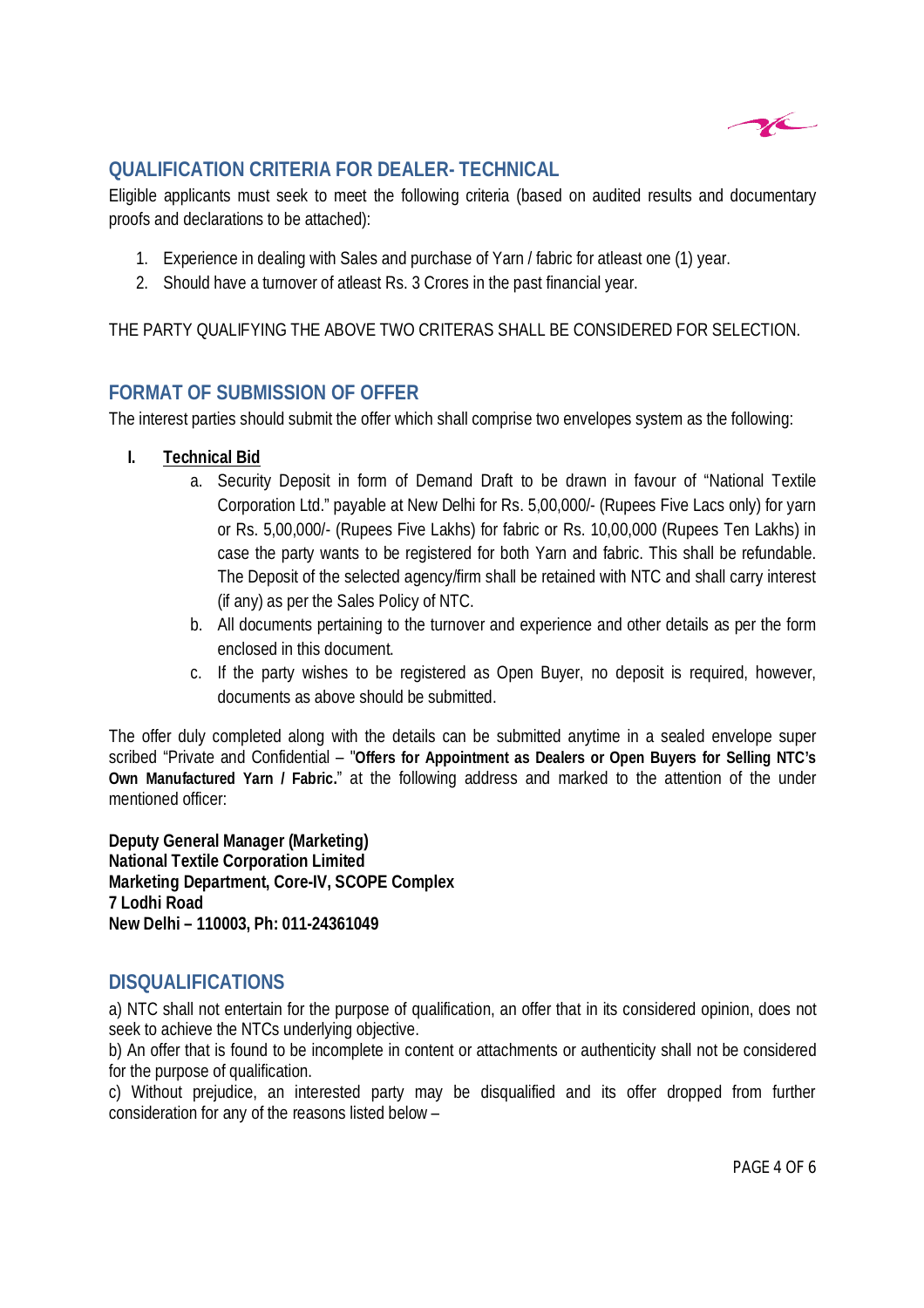## QUALIFICATION CRITERIA FOR DEALER- TECHNICAL

Eligible applicants must seek to meet the following criteria (based on audited results and documentary proofs and declarations to be attached):

1. Experience in dealing with Sales and purchase of Yarn / fabric for atleast one (1) year.
2. Should have a turnover of atleast Rs. 3 Crores in the past financial year.

THE PARTY QUALIFYING THE ABOVE TWO CRITERAS SHALL BE CONSIDERED FOR SELECTION.

## FORMAT OF SUBMISSION OF OFFER

The interest parties should submit the offer which shall comprise two envelopes system as the following:

I. **Technical Bid**

   a. Security Deposit in form of Demand Draft to be drawn in favour of "National Textile Corporation Ltd." payable at New Delhi for Rs. 5,00,000/- (Rupees Five Lacs only) for yarn or Rs. 5,00,000/- (Rupees Five Lakhs) for fabric or Rs. 10,00,000 (Rupees Ten Lakhs) in case the party wants to be registered for both Yarn and fabric. This shall be refundable. The Deposit of the selected agency/firm shall be retained with NTC and shall carry interest (if any) as per the Sales Policy of NTC.

   b. All documents pertaining to the turnover and experience and other details as per the form enclosed in this document.

   c. If the party wishes to be registered as Open Buyer, no deposit is required, however, documents as above should be submitted.

The offer duly completed along with the details can be submitted anytime in a sealed envelope super scribed "Private and Confidential – "**Offers for Appointment as Dealers or Open Buyers for Selling NTC's Own Manufactured Yarn / Fabric.**" at the following address and marked to the attention of the under mentioned officer:

**Deputy General Manager (Marketing)**
**National Textile Corporation Limited**
**Marketing Department, Core-IV, SCOPE Complex**
**7 Lodhi Road**
**New Delhi – 110003, Ph: 011-24361049**

## DISQUALIFICATIONS

a) NTC shall not entertain for the purpose of qualification, an offer that in its considered opinion, does not seek to achieve the NTCs underlying objective.

b) An offer that is found to be incomplete in content or attachments or authenticity shall not be considered for the purpose of qualification.

c) Without prejudice, an interested party may be disqualified and its offer dropped from further consideration for any of the reasons listed below –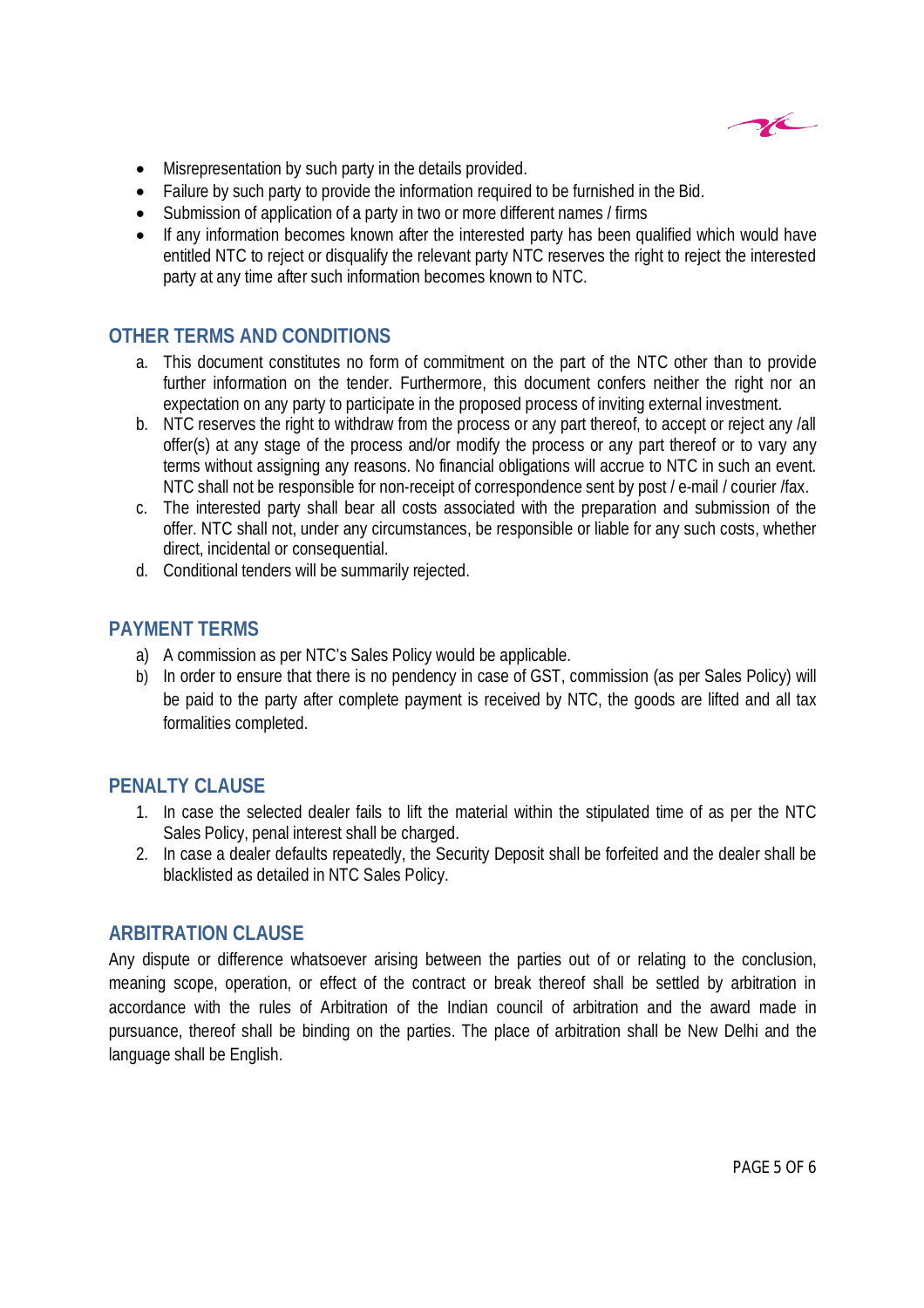- Misrepresentation by such party in the details provided.
- Failure by such party to provide the information required to be furnished in the Bid.
- Submission of application of a party in two or more different names / firms
- If any information becomes known after the interested party has been qualified which would have entitled NTC to reject or disqualify the relevant party NTC reserves the right to reject the interested party at any time after such information becomes known to NTC.

## OTHER TERMS AND CONDITIONS

a. This document constitutes no form of commitment on the part of the NTC other than to provide further information on the tender. Furthermore, this document confers neither the right nor an expectation on any party to participate in the proposed process of inviting external investment.
b. NTC reserves the right to withdraw from the process or any part thereof, to accept or reject any /all offer(s) at any stage of the process and/or modify the process or any part thereof or to vary any terms without assigning any reasons. No financial obligations will accrue to NTC in such an event. NTC shall not be responsible for non-receipt of correspondence sent by post / e-mail / courier /fax.
c. The interested party shall bear all costs associated with the preparation and submission of the offer. NTC shall not, under any circumstances, be responsible or liable for any such costs, whether direct, incidental or consequential.
d. Conditional tenders will be summarily rejected.

## PAYMENT TERMS

a) A commission as per NTC's Sales Policy would be applicable.
b) In order to ensure that there is no pendency in case of GST, commission (as per Sales Policy) will be paid to the party after complete payment is received by NTC, the goods are lifted and all tax formalities completed.

## PENALTY CLAUSE

1. In case the selected dealer fails to lift the material within the stipulated time of as per the NTC Sales Policy, penal interest shall be charged.
2. In case a dealer defaults repeatedly, the Security Deposit shall be forfeited and the dealer shall be blacklisted as detailed in NTC Sales Policy.

## ARBITRATION CLAUSE

Any dispute or difference whatsoever arising between the parties out of or relating to the conclusion, meaning scope, operation, or effect of the contract or break thereof shall be settled by arbitration in accordance with the rules of Arbitration of the Indian council of arbitration and the award made in pursuance, thereof shall be binding on the parties. The place of arbitration shall be New Delhi and the language shall be English.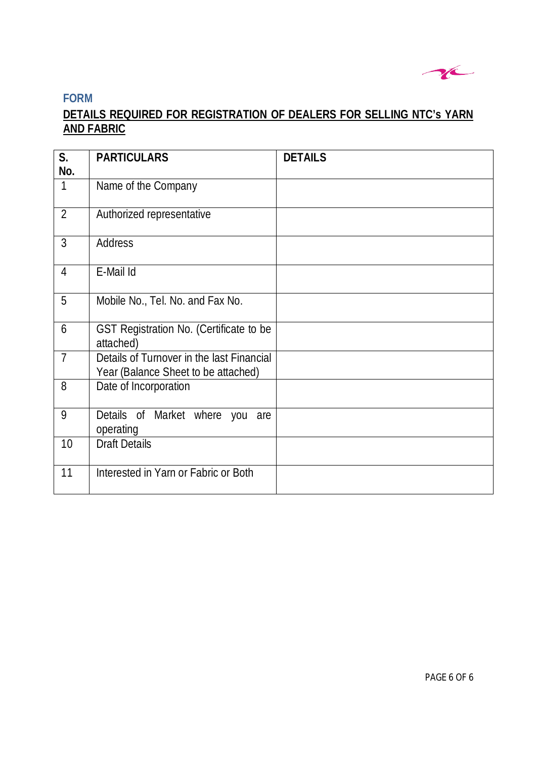## FORM

### DETAILS REQUIRED FOR REGISTRATION OF DEALERS FOR SELLING NTC's YARN AND FABRIC

| S. No. | PARTICULARS | DETAILS |
|---|---|---|
| 1 | Name of the Company | |
| 2 | Authorized representative | |
| 3 | Address | |
| 4 | E-Mail Id | |
| 5 | Mobile No., Tel. No. and Fax No. | |
| 6 | GST Registration No. (Certificate to be attached) | |
| 7 | Details of Turnover in the last Financial Year (Balance Sheet to be attached) | |
| 8 | Date of Incorporation | |
| 9 | Details of Market where you are operating | |
| 10 | Draft Details | |
| 11 | Interested in Yarn or Fabric or Both | |